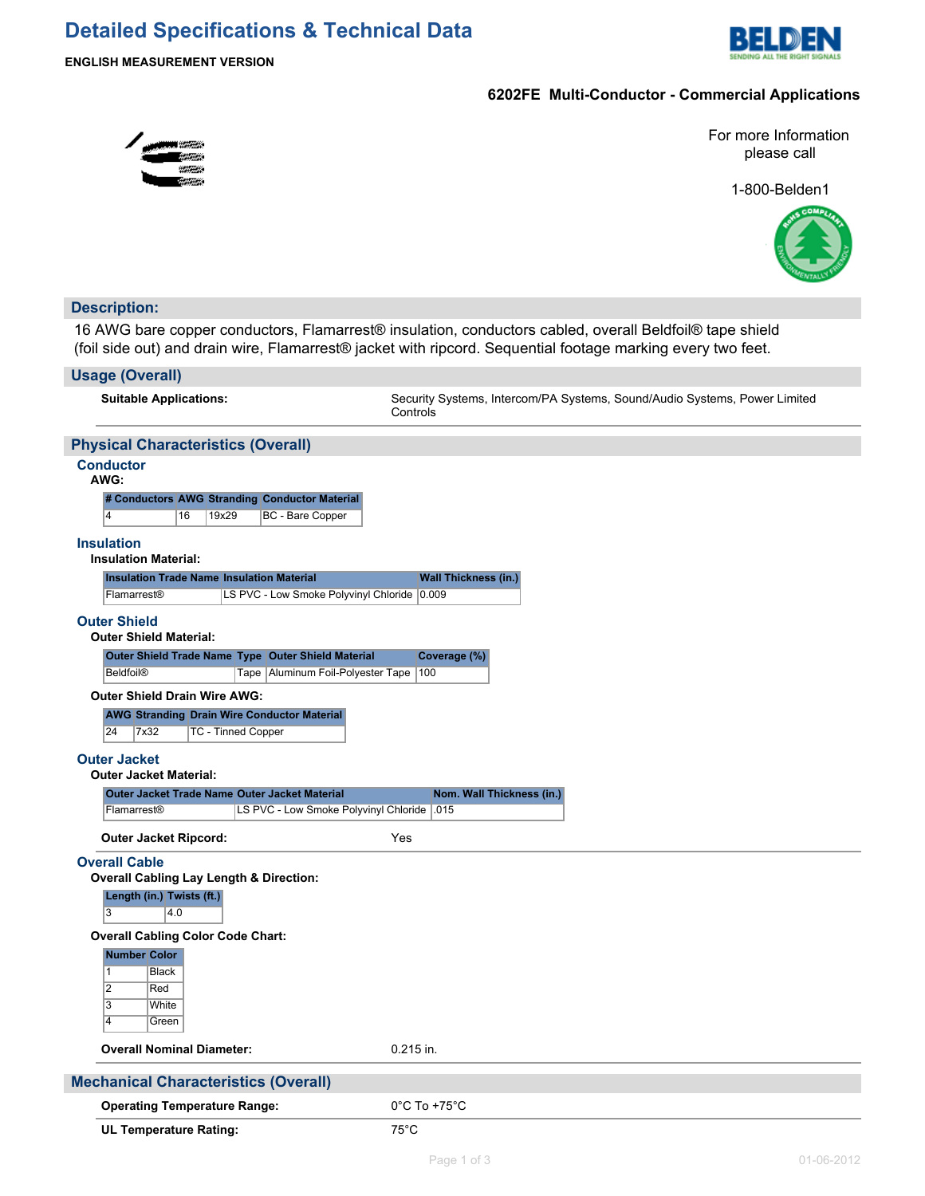# Detailed Specifications & Technical Data

**ENGLISH MEASUREMENT VERSION**

## 6202FE Multi-Conductor - Commercial Applications

For more Information please call

1-800-Belden1

## Description:

16 AWG bare copper conductors, Flamarrest® insulation, conductors cabled, overall Beldfoil® tape shield (foil side out) and drain wire, Flamarrest® jacket with ripcord. Sequential footage marking every two feet.

## Usage (Overall)

**Suitable Applications:** Security Systems, Intercom/PA Systems, Sound/Audio Systems, Power Limited Controls

## Physical Characteristics (Overall)

### Conductor

**AWG:**

| # Conductors | AWG | Stranding | Conductor Material |
|---|---|---|---|
| 4 | 16 | 19x29 | BC - Bare Copper |

### Insulation

**Insulation Material:**

| Insulation Trade Name | Insulation Material | Wall Thickness (in.) |
|---|---|---|
| Flamarrest® | LS PVC - Low Smoke Polyvinyl Chloride | 0.009 |

### Outer Shield

**Outer Shield Material:**

| Outer Shield Trade Name | Type | Outer Shield Material | Coverage (%) |
|---|---|---|---|
| Beldfoil® | Tape | Aluminum Foil-Polyester Tape | 100 |

**Outer Shield Drain Wire AWG:**

| AWG | Stranding | Drain Wire Conductor Material |
|---|---|---|
| 24 | 7x32 | TC - Tinned Copper |

### Outer Jacket

**Outer Jacket Material:**

| Outer Jacket Trade Name | Outer Jacket Material | Nom. Wall Thickness (in.) |
|---|---|---|
| Flamarrest® | LS PVC - Low Smoke Polyvinyl Chloride | .015 |

**Outer Jacket Ripcord:** Yes

### Overall Cable

**Overall Cabling Lay Length & Direction:**

| Length (in.) | Twists (ft.) |
|---|---|
| 3 | 4.0 |

**Overall Cabling Color Code Chart:**

| Number | Color |
|---|---|
| 1 | Black |
| 2 | Red |
| 3 | White |
| 4 | Green |

**Overall Nominal Diameter:** 0.215 in.

## Mechanical Characteristics (Overall)

**Operating Temperature Range:** 0°C To +75°C

**UL Temperature Rating:** 75°C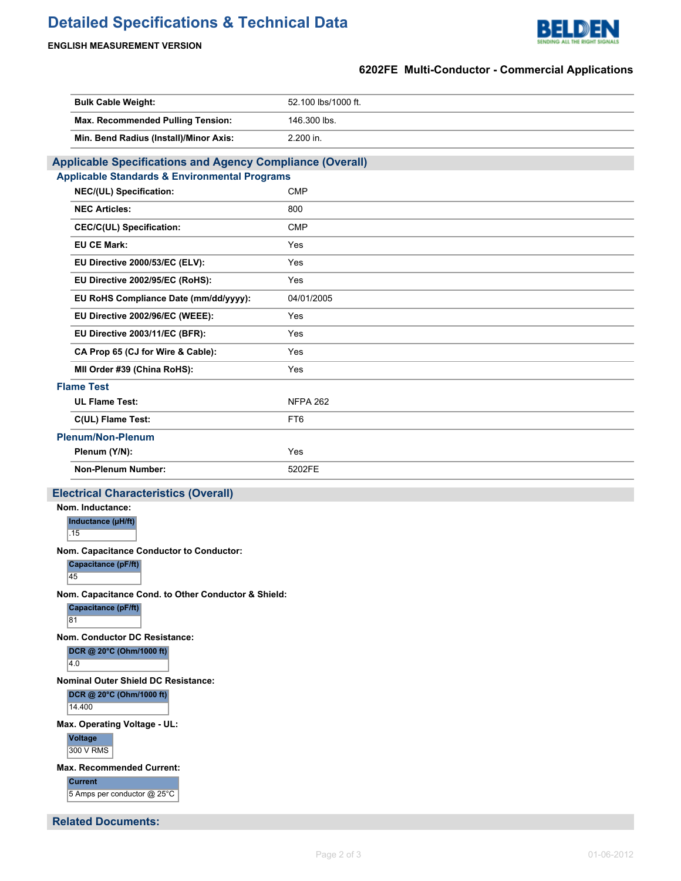# Detailed Specifications & Technical Data

**ENGLISH MEASUREMENT VERSION**

**6202FE Multi-Conductor - Commercial Applications**

| | |
|---|---|
| **Bulk Cable Weight:** | 52.100 lbs/1000 ft. |
| **Max. Recommended Pulling Tension:** | 146.300 lbs. |
| **Min. Bend Radius (Install)/Minor Axis:** | 2.200 in. |

## Applicable Specifications and Agency Compliance (Overall)

### Applicable Standards & Environmental Programs

| | |
|---|---|
| **NEC/(UL) Specification:** | CMP |
| **NEC Articles:** | 800 |
| **CEC/C(UL) Specification:** | CMP |
| **EU CE Mark:** | Yes |
| **EU Directive 2000/53/EC (ELV):** | Yes |
| **EU Directive 2002/95/EC (RoHS):** | Yes |
| **EU RoHS Compliance Date (mm/dd/yyyy):** | 04/01/2005 |
| **EU Directive 2002/96/EC (WEEE):** | Yes |
| **EU Directive 2003/11/EC (BFR):** | Yes |
| **CA Prop 65 (CJ for Wire & Cable):** | Yes |
| **MII Order #39 (China RoHS):** | Yes |

### Flame Test

| | |
|---|---|
| **UL Flame Test:** | NFPA 262 |
| **C(UL) Flame Test:** | FT6 |

### Plenum/Non-Plenum

| | |
|---|---|
| **Plenum (Y/N):** | Yes |
| **Non-Plenum Number:** | 5202FE |

## Electrical Characteristics (Overall)

**Nom. Inductance:**

| Inductance (µH/ft) |
|---|
| .15 |

**Nom. Capacitance Conductor to Conductor:**

| Capacitance (pF/ft) |
|---|
| 45 |

**Nom. Capacitance Cond. to Other Conductor & Shield:**

| Capacitance (pF/ft) |
|---|
| 81 |

**Nom. Conductor DC Resistance:**

| DCR @ 20°C (Ohm/1000 ft) |
|---|
| 4.0 |

**Nominal Outer Shield DC Resistance:**

| DCR @ 20°C (Ohm/1000 ft) |
|---|
| 14.400 |

**Max. Operating Voltage - UL:**

| Voltage |
|---|
| 300 V RMS |

**Max. Recommended Current:**

| Current |
|---|
| 5 Amps per conductor @ 25°C |

## Related Documents: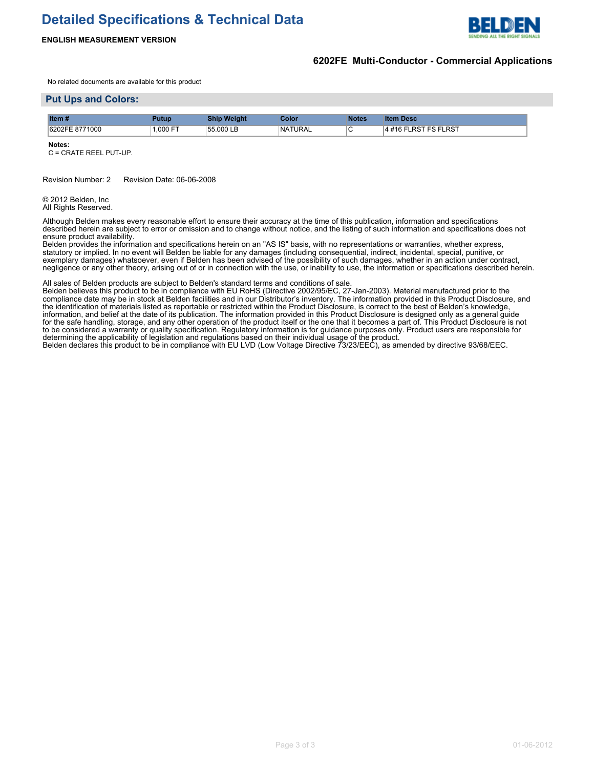No related documents are available for this product

## Put Ups and Colors:

| Item # | Putup | Ship Weight | Color | Notes | Item Desc |
|---|---|---|---|---|---|
| 6202FE 8771000 | 1,000 FT | 55.000 LB | NATURAL | C | 4 #16 FLRST FS FLRST |

**Notes:**
C = CRATE REEL PUT-UP.

Revision Number: 2 Revision Date: 06-06-2008

© 2012 Belden, Inc
All Rights Reserved.

Although Belden makes every reasonable effort to ensure their accuracy at the time of this publication, information and specifications described herein are subject to error or omission and to change without notice, and the listing of such information and specifications does not ensure product availability.
Belden provides the information and specifications herein on an "AS IS" basis, with no representations or warranties, whether express, statutory or implied. In no event will Belden be liable for any damages (including consequential, indirect, incidental, special, punitive, or exemplary damages) whatsoever, even if Belden has been advised of the possibility of such damages, whether in an action under contract, negligence or any other theory, arising out of or in connection with the use, or inability to use, the information or specifications described herein.

All sales of Belden products are subject to Belden's standard terms and conditions of sale.
Belden believes this product to be in compliance with EU RoHS (Directive 2002/95/EC, 27-Jan-2003). Material manufactured prior to the compliance date may be in stock at Belden facilities and in our Distributor's inventory. The information provided in this Product Disclosure, and the identification of materials listed as reportable or restricted within the Product Disclosure, is correct to the best of Belden's knowledge, information, and belief at the date of its publication. The information provided in this Product Disclosure is designed only as a general guide for the safe handling, storage, and any other operation of the product itself or the one that it becomes a part of. This Product Disclosure is not to be considered a warranty or quality specification. Regulatory information is for guidance purposes only. Product users are responsible for determining the applicability of legislation and regulations based on their individual usage of the product.
Belden declares this product to be in compliance with EU LVD (Low Voltage Directive 73/23/EEC), as amended by directive 93/68/EEC.